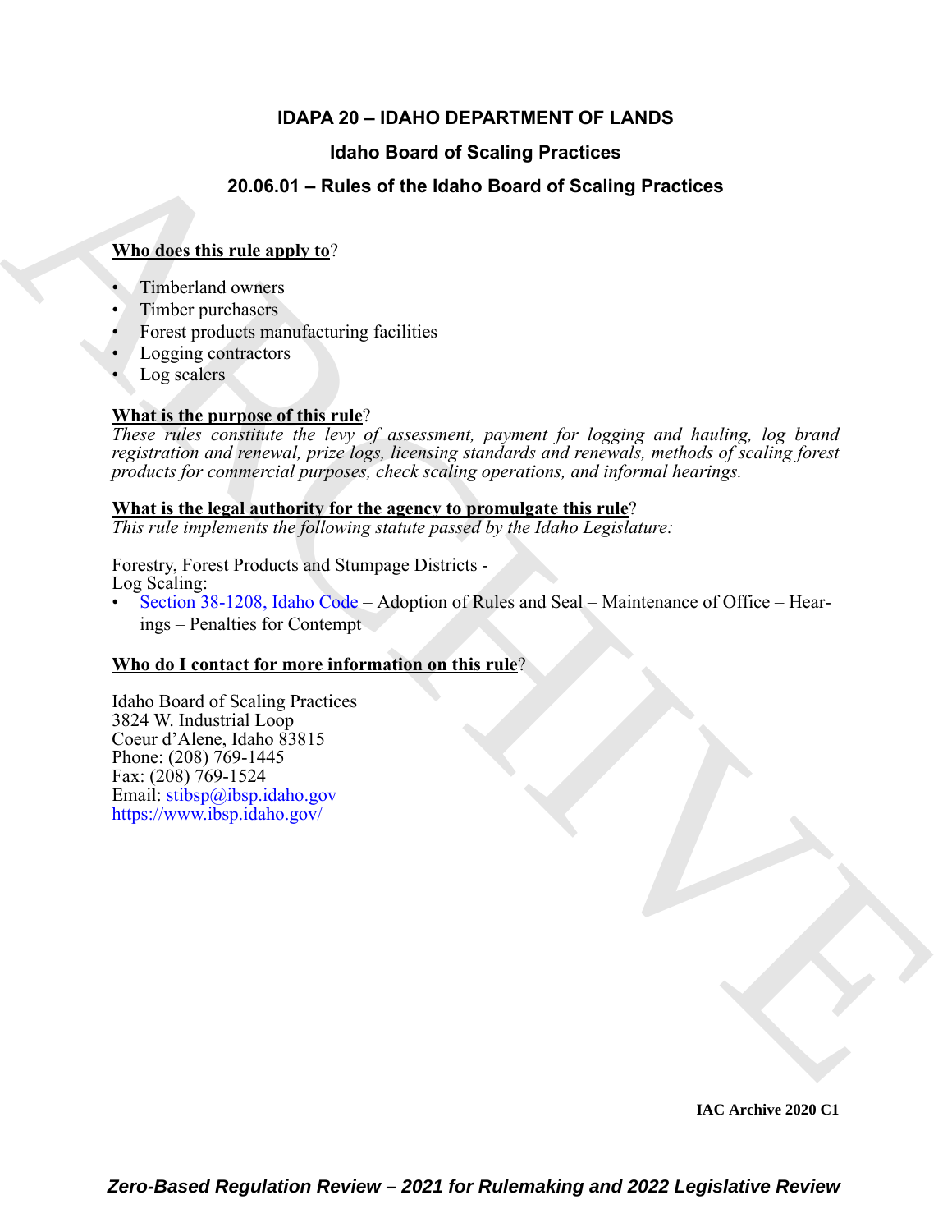# IDAPA 20 – IDAHO DEPARTMENT OF LANDS

## Idaho Board of Scaling Practices

## 20.06.01 – Rules of the Idaho Board of Scaling Practices

**Who does this rule apply to**?

- Timberland owners
- Timber purchasers
- Forest products manufacturing facilities
- Logging contractors
- Log scalers

**What is the purpose of this rule**?

*These rules constitute the levy of assessment, payment for logging and hauling, log brand registration and renewal, prize logs, licensing standards and renewals, methods of scaling forest products for commercial purposes, check scaling operations, and informal hearings.*

**What is the legal authority for the agency to promulgate this rule**?

*This rule implements the following statute passed by the Idaho Legislature:*

Forestry, Forest Products and Stumpage Districts - Log Scaling:

- Section 38-1208, Idaho Code – Adoption of Rules and Seal – Maintenance of Office – Hearings – Penalties for Contempt

**Who do I contact for more information on this rule**?

Idaho Board of Scaling Practices
3824 W. Industrial Loop
Coeur d'Alene, Idaho 83815
Phone: (208) 769-1445
Fax: (208) 769-1524
Email: stibsp@ibsp.idaho.gov
https://www.ibsp.idaho.gov/

IAC Archive 2020 C1

*Zero-Based Regulation Review – 2021 for Rulemaking and 2022 Legislative Review*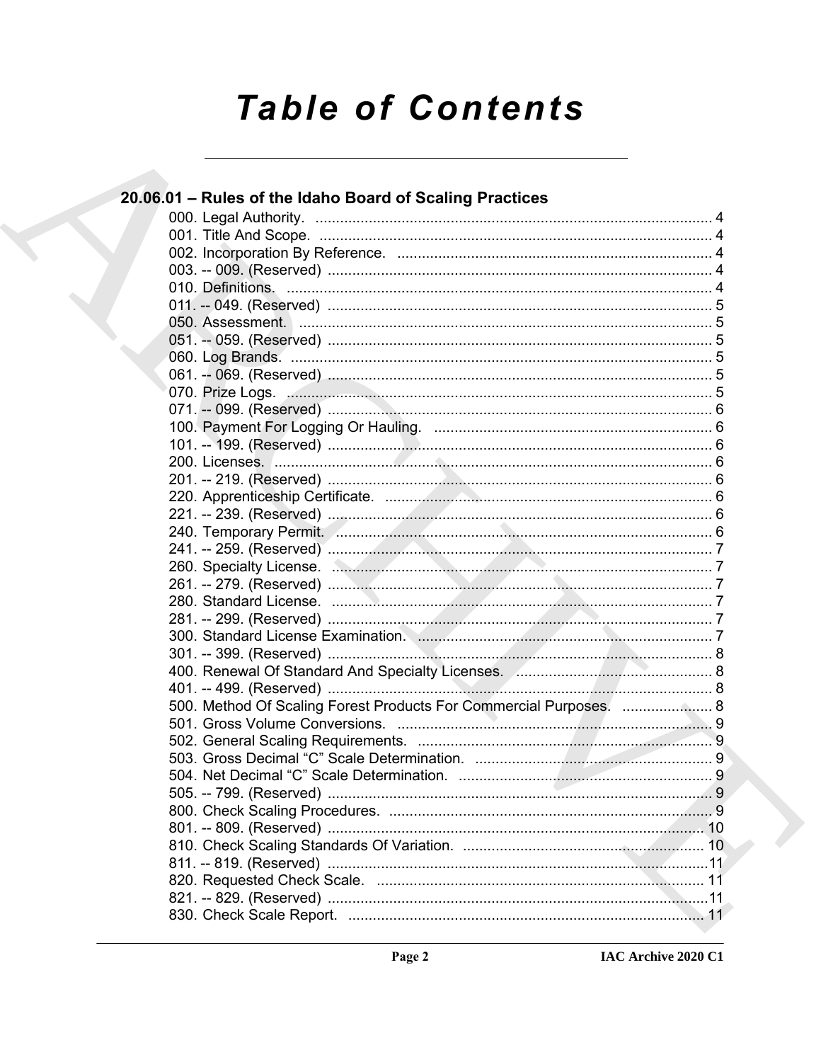# Table of Contents

## 20.06.01 – Rules of the Idaho Board of Scaling Practices

000. Legal Authority. ..... 4
001. Title And Scope. ..... 4
002. Incorporation By Reference. ..... 4
003. -- 009. (Reserved) ..... 4
010. Definitions. ..... 4
011. -- 049. (Reserved) ..... 5
050. Assessment. ..... 5
051. -- 059. (Reserved) ..... 5
060. Log Brands. ..... 5
061. -- 069. (Reserved) ..... 5
070. Prize Logs. ..... 5
071. -- 099. (Reserved) ..... 6
100. Payment For Logging Or Hauling. ..... 6
101. -- 199. (Reserved) ..... 6
200. Licenses. ..... 6
201. -- 219. (Reserved) ..... 6
220. Apprenticeship Certificate. ..... 6
221. -- 239. (Reserved) ..... 6
240. Temporary Permit. ..... 6
241. -- 259. (Reserved) ..... 7
260. Specialty License. ..... 7
261. -- 279. (Reserved) ..... 7
280. Standard License. ..... 7
281. -- 299. (Reserved) ..... 7
300. Standard License Examination. ..... 7
301. -- 399. (Reserved) ..... 8
400. Renewal Of Standard And Specialty Licenses. ..... 8
401. -- 499. (Reserved) ..... 8
500. Method Of Scaling Forest Products For Commercial Purposes. ..... 8
501. Gross Volume Conversions. ..... 9
502. General Scaling Requirements. ..... 9
503. Gross Decimal "C" Scale Determination. ..... 9
504. Net Decimal "C" Scale Determination. ..... 9
505. -- 799. (Reserved) ..... 9
800. Check Scaling Procedures. ..... 9
801. -- 809. (Reserved) ..... 10
810. Check Scaling Standards Of Variation. ..... 10
811. -- 819. (Reserved) ..... 11
820. Requested Check Scale. ..... 11
821. -- 829. (Reserved) ..... 11
830. Check Scale Report. ..... 11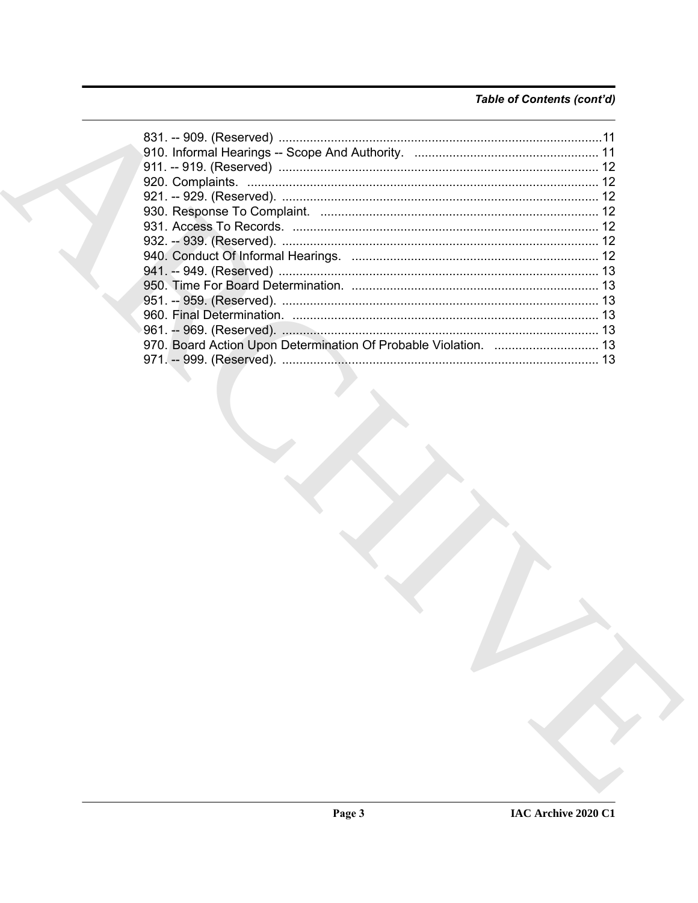## Table of Contents (cont'd)

831. -- 909. (Reserved) ............................................................................................11
910. Informal Hearings -- Scope And Authority. .................................................... 11
911. -- 919. (Reserved) ........................................................................................... 12
920. Complaints. .................................................................................................... 12
921. -- 929. (Reserved). .......................................................................................... 12
930. Response To Complaint. ............................................................................... 12
931. Access To Records. ....................................................................................... 12
932. -- 939. (Reserved). .......................................................................................... 12
940. Conduct Of Informal Hearings. ...................................................................... 12
941. -- 949. (Reserved) ........................................................................................... 13
950. Time For Board Determination. ...................................................................... 13
951. -- 959. (Reserved). .......................................................................................... 13
960. Final Determination. ....................................................................................... 13
961. -- 969. (Reserved). .......................................................................................... 13
970. Board Action Upon Determination Of Probable Violation. .............................. 13
971. -- 999. (Reserved). .......................................................................................... 13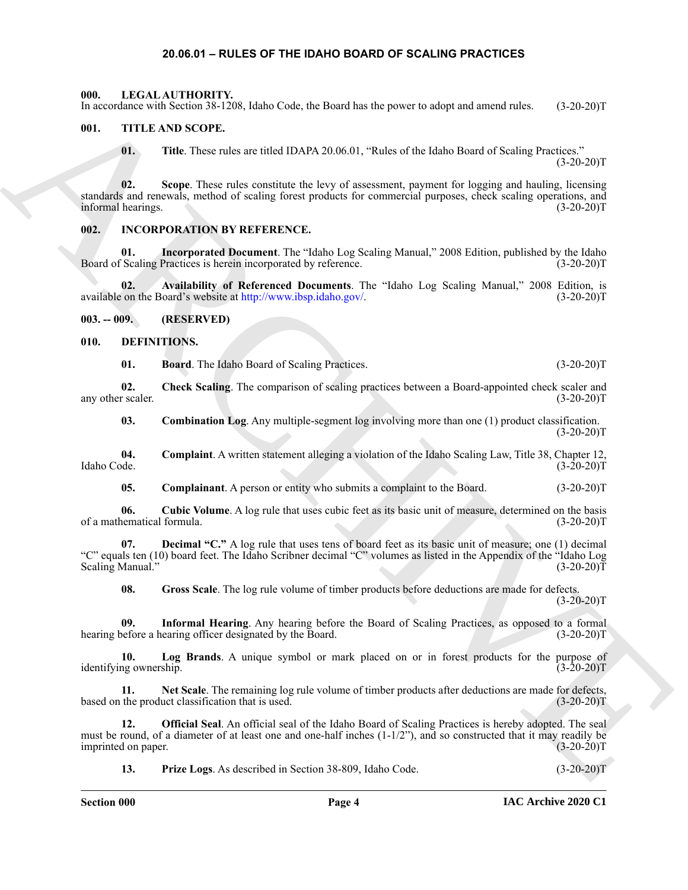# 20.06.01 – RULES OF THE IDAHO BOARD OF SCALING PRACTICES

**000. LEGAL AUTHORITY.**

In accordance with Section 38-1208, Idaho Code, the Board has the power to adopt and amend rules. (3-20-20)T

**001. TITLE AND SCOPE.**

**01. Title**. These rules are titled IDAPA 20.06.01, "Rules of the Idaho Board of Scaling Practices." (3-20-20)T

**02. Scope**. These rules constitute the levy of assessment, payment for logging and hauling, licensing standards and renewals, method of scaling forest products for commercial purposes, check scaling operations, and informal hearings. (3-20-20)T

**002. INCORPORATION BY REFERENCE.**

**01. Incorporated Document**. The "Idaho Log Scaling Manual," 2008 Edition, published by the Idaho Board of Scaling Practices is herein incorporated by reference. (3-20-20)T

**02. Availability of Referenced Documents**. The "Idaho Log Scaling Manual," 2008 Edition, is available on the Board's website at http://www.ibsp.idaho.gov/. (3-20-20)T

**003. -- 009. (RESERVED)**

**010. DEFINITIONS.**

**01. Board**. The Idaho Board of Scaling Practices. (3-20-20)T

**02. Check Scaling**. The comparison of scaling practices between a Board-appointed check scaler and any other scaler. (3-20-20)T

**03. Combination Log**. Any multiple-segment log involving more than one (1) product classification. (3-20-20)T

**04. Complaint**. A written statement alleging a violation of the Idaho Scaling Law, Title 38, Chapter 12, Idaho Code. (3-20-20)T

**05. Complainant**. A person or entity who submits a complaint to the Board. (3-20-20)T

**06. Cubic Volume**. A log rule that uses cubic feet as its basic unit of measure, determined on the basis of a mathematical formula. (3-20-20)T

**07. Decimal "C."** A log rule that uses tens of board feet as its basic unit of measure; one (1) decimal "C" equals ten (10) board feet. The Idaho Scribner decimal "C" volumes as listed in the Appendix of the "Idaho Log Scaling Manual." (3-20-20)T

**08. Gross Scale**. The log rule volume of timber products before deductions are made for defects. (3-20-20)T

**09. Informal Hearing**. Any hearing before the Board of Scaling Practices, as opposed to a formal hearing before a hearing officer designated by the Board. (3-20-20)T

**10. Log Brands**. A unique symbol or mark placed on or in forest products for the purpose of identifying ownership. (3-20-20)T

**11. Net Scale**. The remaining log rule volume of timber products after deductions are made for defects, based on the product classification that is used. (3-20-20)T

**12. Official Seal**. An official seal of the Idaho Board of Scaling Practices is hereby adopted. The seal must be round, of a diameter of at least one and one-half inches (1-1/2"), and so constructed that it may readily be imprinted on paper. (3-20-20)T

**13. Prize Logs**. As described in Section 38-809, Idaho Code. (3-20-20)T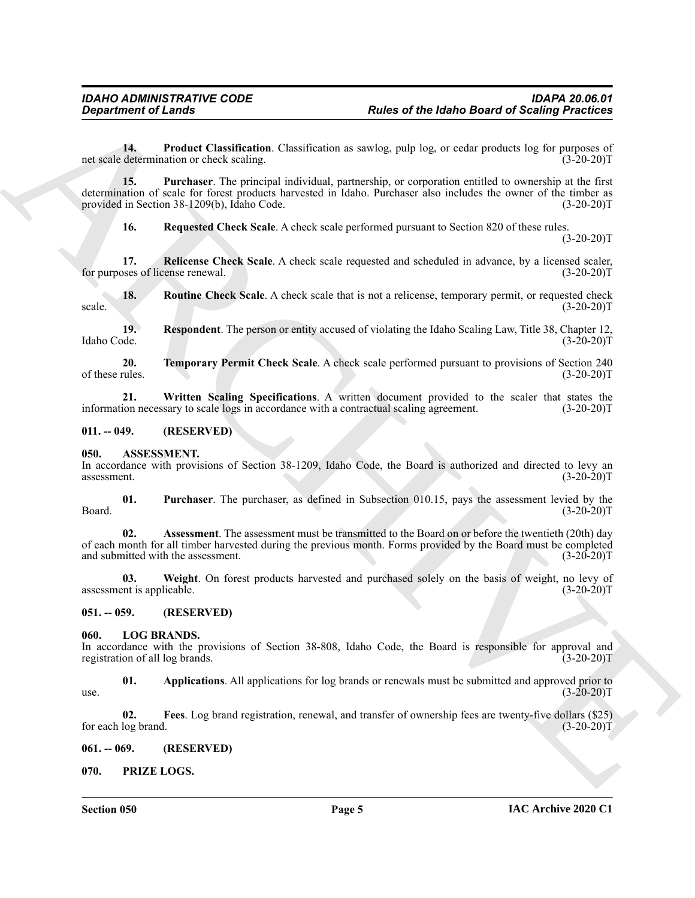**14. Product Classification**. Classification as sawlog, pulp log, or cedar products log for purposes of net scale determination or check scaling. (3-20-20)T

**15. Purchaser**. The principal individual, partnership, or corporation entitled to ownership at the first determination of scale for forest products harvested in Idaho. Purchaser also includes the owner of the timber as provided in Section 38-1209(b), Idaho Code. (3-20-20)T

**16. Requested Check Scale**. A check scale performed pursuant to Section 820 of these rules. (3-20-20)T

**17. Relicense Check Scale**. A check scale requested and scheduled in advance, by a licensed scaler, for purposes of license renewal. (3-20-20)T

**18. Routine Check Scale**. A check scale that is not a relicense, temporary permit, or requested check scale. (3-20-20)T

**19. Respondent**. The person or entity accused of violating the Idaho Scaling Law, Title 38, Chapter 12, Idaho Code. (3-20-20)T

**20. Temporary Permit Check Scale**. A check scale performed pursuant to provisions of Section 240 of these rules. (3-20-20)T

**21. Written Scaling Specifications**. A written document provided to the scaler that states the information necessary to scale logs in accordance with a contractual scaling agreement. (3-20-20)T

### 011. -- 049. (RESERVED)

### 050. ASSESSMENT.

In accordance with provisions of Section 38-1209, Idaho Code, the Board is authorized and directed to levy an assessment. (3-20-20)T

**01. Purchaser**. The purchaser, as defined in Subsection 010.15, pays the assessment levied by the Board. (3-20-20)T

**02. Assessment**. The assessment must be transmitted to the Board on or before the twentieth (20th) day of each month for all timber harvested during the previous month. Forms provided by the Board must be completed and submitted with the assessment. (3-20-20)T

**03. Weight**. On forest products harvested and purchased solely on the basis of weight, no levy of assessment is applicable. (3-20-20)T

### 051. -- 059. (RESERVED)

### 060. LOG BRANDS.

In accordance with the provisions of Section 38-808, Idaho Code, the Board is responsible for approval and registration of all log brands. (3-20-20)T

**01. Applications**. All applications for log brands or renewals must be submitted and approved prior to use. (3-20-20)T

**02. Fees**. Log brand registration, renewal, and transfer of ownership fees are twenty-five dollars ($25) for each log brand. (3-20-20)T

### 061. -- 069. (RESERVED)

### 070. PRIZE LOGS.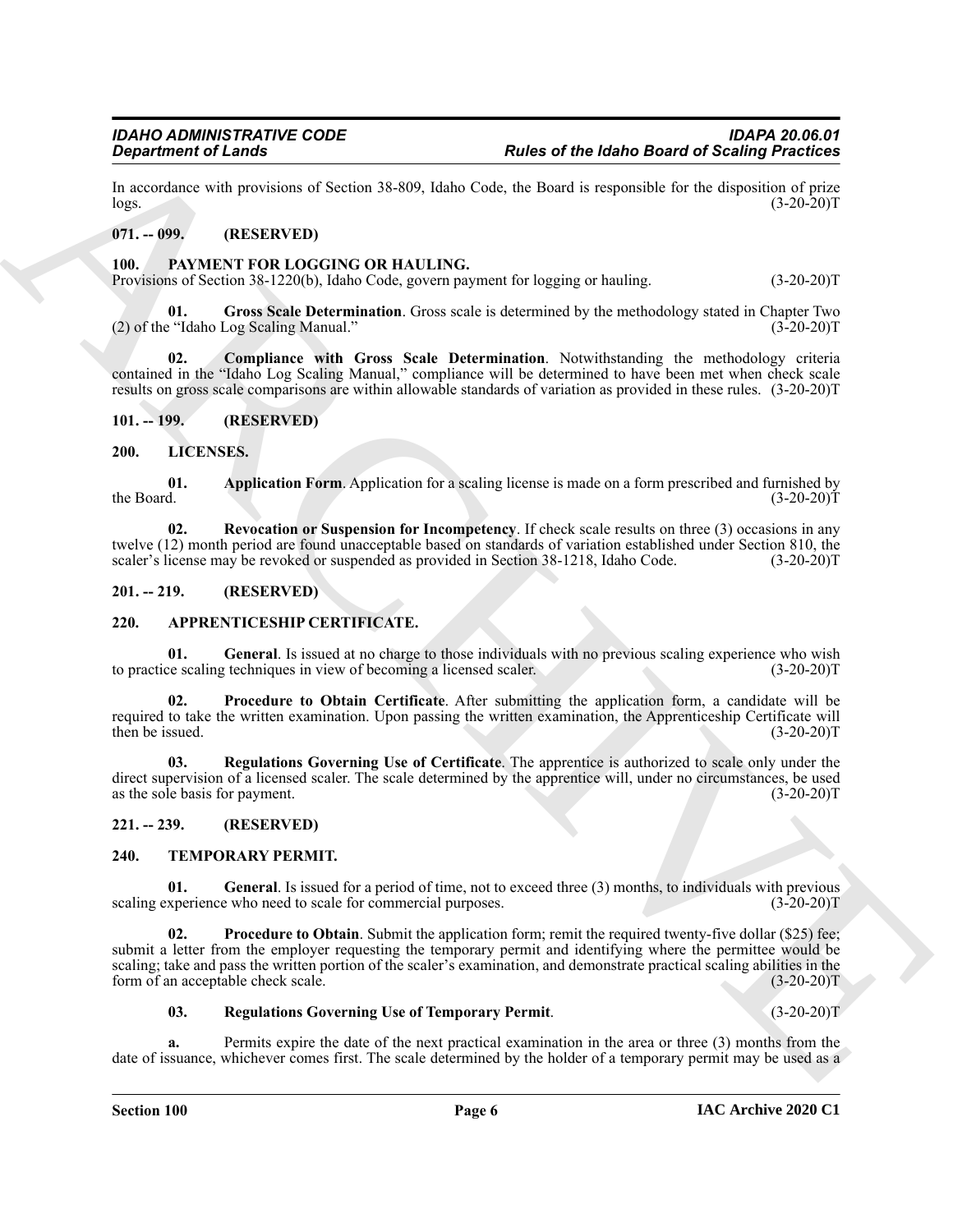In accordance with provisions of Section 38-809, Idaho Code, the Board is responsible for the disposition of prize logs. (3-20-20)T

## 071. -- 099. (RESERVED)

## 100. PAYMENT FOR LOGGING OR HAULING.

Provisions of Section 38-1220(b), Idaho Code, govern payment for logging or hauling. (3-20-20)T

**01. Gross Scale Determination**. Gross scale is determined by the methodology stated in Chapter Two (2) of the "Idaho Log Scaling Manual." (3-20-20)T

**02. Compliance with Gross Scale Determination**. Notwithstanding the methodology criteria contained in the "Idaho Log Scaling Manual," compliance will be determined to have been met when check scale results on gross scale comparisons are within allowable standards of variation as provided in these rules. (3-20-20)T

## 101. -- 199. (RESERVED)

## 200. LICENSES.

**01. Application Form**. Application for a scaling license is made on a form prescribed and furnished by the Board. (3-20-20)T

**02. Revocation or Suspension for Incompetency**. If check scale results on three (3) occasions in any twelve (12) month period are found unacceptable based on standards of variation established under Section 810, the scaler's license may be revoked or suspended as provided in Section 38-1218, Idaho Code. (3-20-20)T

## 201. -- 219. (RESERVED)

## 220. APPRENTICESHIP CERTIFICATE.

**01. General**. Is issued at no charge to those individuals with no previous scaling experience who wish to practice scaling techniques in view of becoming a licensed scaler. (3-20-20)T

**02. Procedure to Obtain Certificate**. After submitting the application form, a candidate will be required to take the written examination. Upon passing the written examination, the Apprenticeship Certificate will then be issued. (3-20-20)T

**03. Regulations Governing Use of Certificate**. The apprentice is authorized to scale only under the direct supervision of a licensed scaler. The scale determined by the apprentice will, under no circumstances, be used as the sole basis for payment. (3-20-20)T

## 221. -- 239. (RESERVED)

## 240. TEMPORARY PERMIT.

**01. General**. Is issued for a period of time, not to exceed three (3) months, to individuals with previous scaling experience who need to scale for commercial purposes. (3-20-20)T

**02. Procedure to Obtain**. Submit the application form; remit the required twenty-five dollar ($25) fee; submit a letter from the employer requesting the temporary permit and identifying where the permittee would be scaling; take and pass the written portion of the scaler's examination, and demonstrate practical scaling abilities in the form of an acceptable check scale. (3-20-20)T

**03. Regulations Governing Use of Temporary Permit**. (3-20-20)T

**a.** Permits expire the date of the next practical examination in the area or three (3) months from the date of issuance, whichever comes first. The scale determined by the holder of a temporary permit may be used as a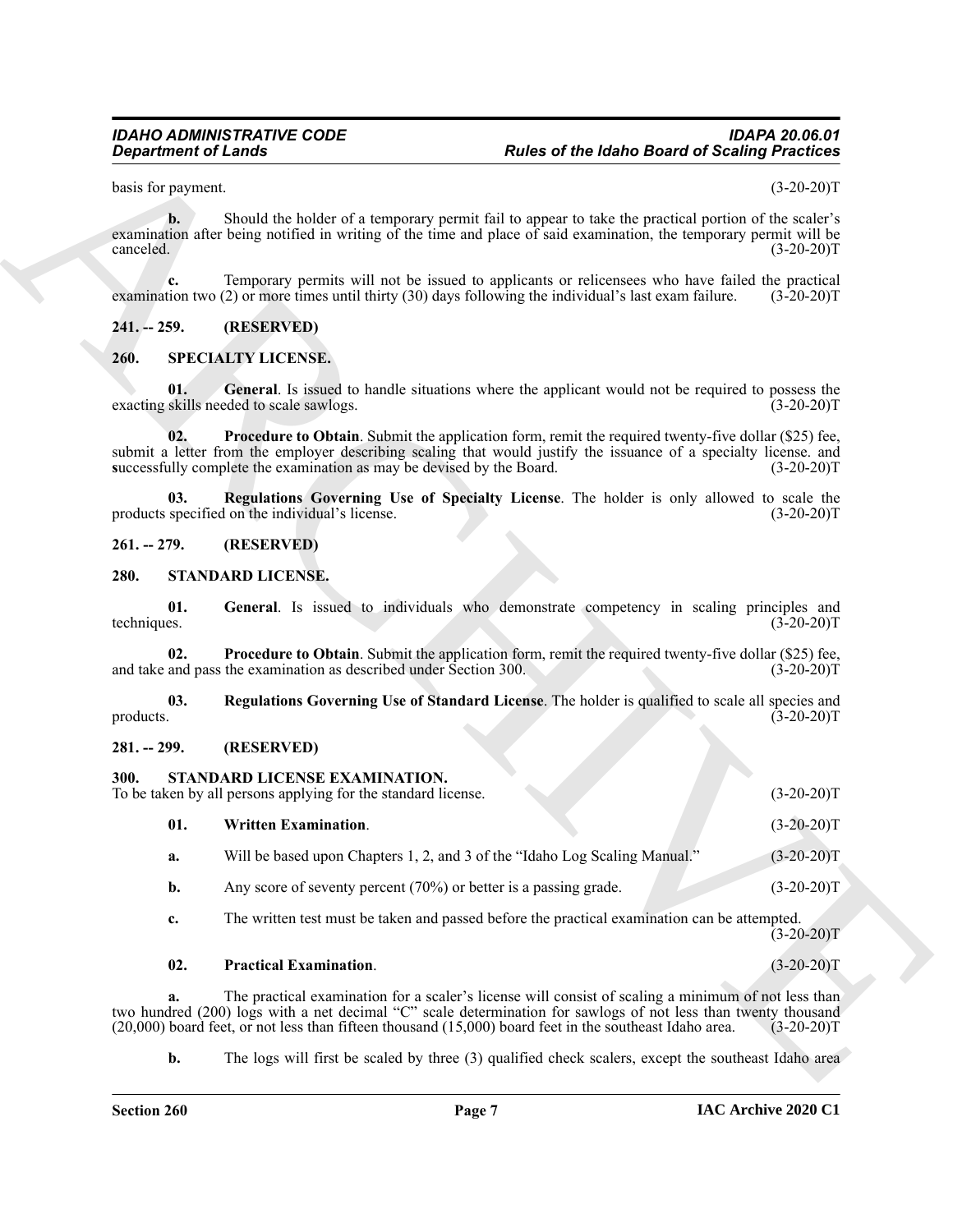basis for payment. (3-20-20)T

**b.** Should the holder of a temporary permit fail to appear to take the practical portion of the scaler's examination after being notified in writing of the time and place of said examination, the temporary permit will be canceled. (3-20-20)T

**c.** Temporary permits will not be issued to applicants or relicensees who have failed the practical examination two (2) or more times until thirty (30) days following the individual's last exam failure. (3-20-20)T

## 241. -- 259. (RESERVED)

## 260. SPECIALTY LICENSE.

**01. General**. Is issued to handle situations where the applicant would not be required to possess the exacting skills needed to scale sawlogs. (3-20-20)T

**02. Procedure to Obtain**. Submit the application form, remit the required twenty-five dollar ($25) fee, submit a letter from the employer describing scaling that would justify the issuance of a specialty license. and **s**uccessfully complete the examination as may be devised by the Board. (3-20-20)T

**03. Regulations Governing Use of Specialty License**. The holder is only allowed to scale the products specified on the individual's license. (3-20-20)T

## 261. -- 279. (RESERVED)

## 280. STANDARD LICENSE.

**01. General**. Is issued to individuals who demonstrate competency in scaling principles and techniques. (3-20-20)T

**02. Procedure to Obtain**. Submit the application form, remit the required twenty-five dollar ($25) fee, and take and pass the examination as described under Section 300. (3-20-20)T

**03. Regulations Governing Use of Standard License**. The holder is qualified to scale all species and products. (3-20-20)T

## 281. -- 299. (RESERVED)

## 300. STANDARD LICENSE EXAMINATION.

To be taken by all persons applying for the standard license. (3-20-20)T

**01. Written Examination**. (3-20-20)T

**a.** Will be based upon Chapters 1, 2, and 3 of the "Idaho Log Scaling Manual." (3-20-20)T

**b.** Any score of seventy percent (70%) or better is a passing grade. (3-20-20)T

**c.** The written test must be taken and passed before the practical examination can be attempted. (3-20-20)T

**02. Practical Examination**. (3-20-20)T

**a.** The practical examination for a scaler's license will consist of scaling a minimum of not less than two hundred (200) logs with a net decimal "C" scale determination for sawlogs of not less than twenty thousand (20,000) board feet, or not less than fifteen thousand (15,000) board feet in the southeast Idaho area. (3-20-20)T

**b.** The logs will first be scaled by three (3) qualified check scalers, except the southeast Idaho area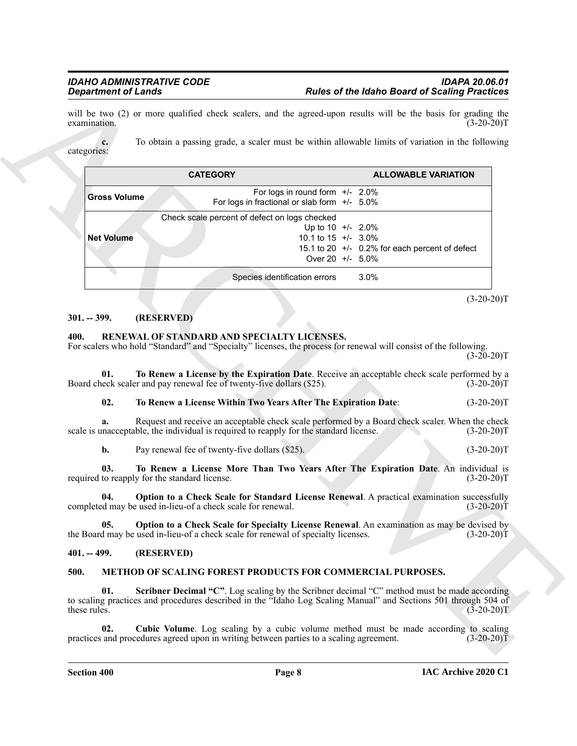will be two (2) or more qualified check scalers, and the agreed-upon results will be the basis for grading the examination. (3-20-20)T

**c.** To obtain a passing grade, a scaler must be within allowable limits of variation in the following categories:

| CATEGORY | | ALLOWABLE VARIATION |
|---|---|---|
| **Gross Volume** | For logs in round form | +/- 2.0% |
| | For logs in fractional or slab form | +/- 5.0% |
| **Net Volume** | Check scale percent of defect on logs checked | |
| | Up to 10 | +/- 2.0% |
| | 10.1 to 15 | +/- 3.0% |
| | 15.1 to 20 | +/- 0.2% for each percent of defect |
| | Over 20 | +/- 5.0% |
| | Species identification errors | 3.0% |

(3-20-20)T

## 301. -- 399. (RESERVED)

## 400. RENEWAL OF STANDARD AND SPECIALTY LICENSES.

For scalers who hold "Standard" and "Specialty" licenses, the process for renewal will consist of the following. (3-20-20)T

**01. To Renew a License by the Expiration Date**. Receive an acceptable check scale performed by a Board check scaler and pay renewal fee of twenty-five dollars ($25). (3-20-20)T

**02. To Renew a License Within Two Years After The Expiration Date**: (3-20-20)T

**a.** Request and receive an acceptable check scale performed by a Board check scaler. When the check scale is unacceptable, the individual is required to reapply for the standard license. (3-20-20)T

**b.** Pay renewal fee of twenty-five dollars ($25). (3-20-20)T

**03. To Renew a License More Than Two Years After The Expiration Date**. An individual is required to reapply for the standard license. (3-20-20)T

**04. Option to a Check Scale for Standard License Renewal**. A practical examination successfully completed may be used in-lieu-of a check scale for renewal. (3-20-20)T

**05. Option to a Check Scale for Specialty License Renewal**. An examination as may be devised by the Board may be used in-lieu-of a check scale for renewal of specialty licenses. (3-20-20)T

## 401. -- 499. (RESERVED)

## 500. METHOD OF SCALING FOREST PRODUCTS FOR COMMERCIAL PURPOSES.

**01. Scribner Decimal "C"**. Log scaling by the Scribner decimal "C" method must be made according to scaling practices and procedures described in the "Idaho Log Scaling Manual" and Sections 501 through 504 of these rules. (3-20-20)T

**02. Cubic Volume**. Log scaling by a cubic volume method must be made according to scaling practices and procedures agreed upon in writing between parties to a scaling agreement. (3-20-20)T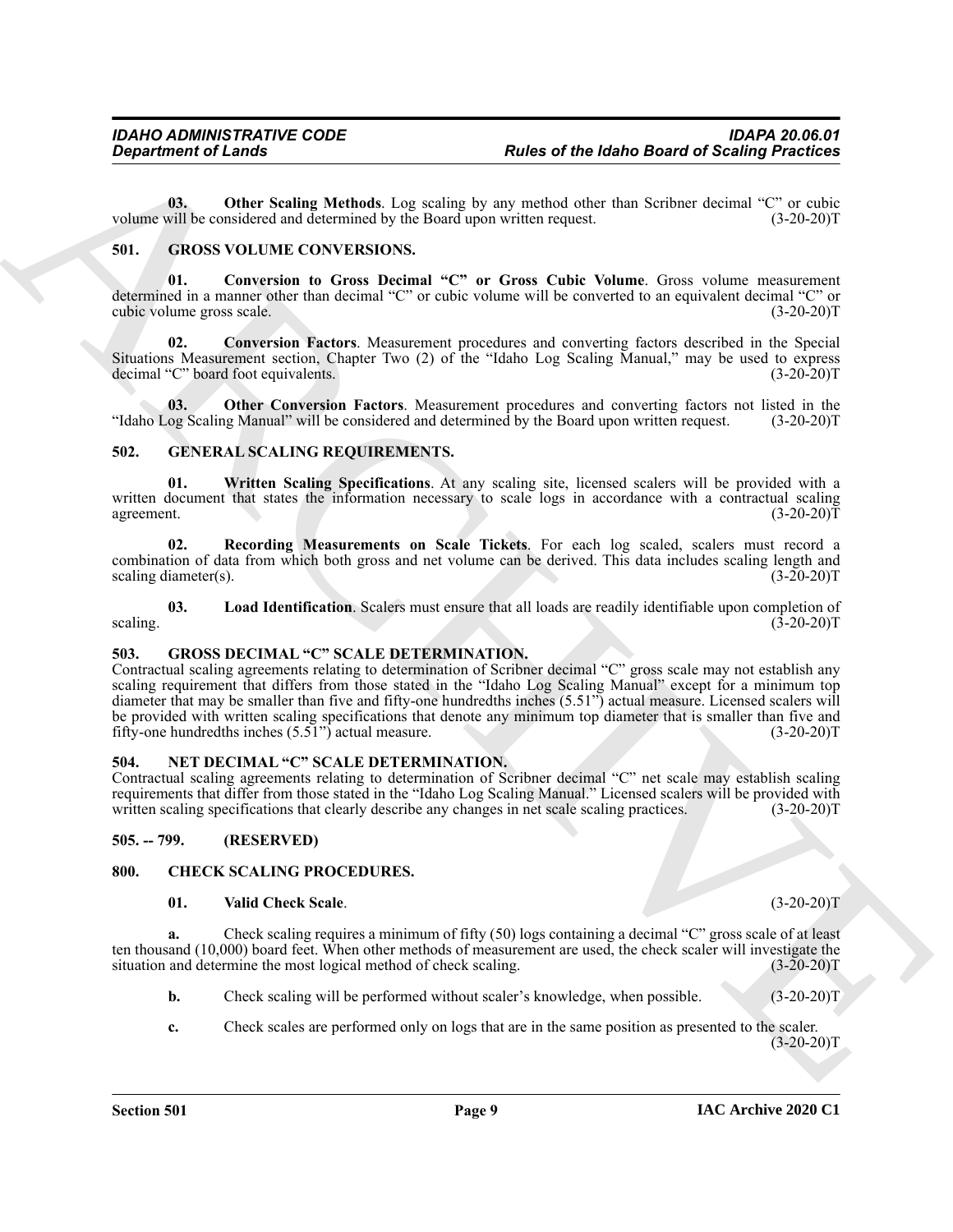**03. Other Scaling Methods**. Log scaling by any method other than Scribner decimal "C" or cubic volume will be considered and determined by the Board upon written request. (3-20-20)T

## 501. GROSS VOLUME CONVERSIONS.

**01. Conversion to Gross Decimal "C" or Gross Cubic Volume**. Gross volume measurement determined in a manner other than decimal "C" or cubic volume will be converted to an equivalent decimal "C" or cubic volume gross scale. (3-20-20)T

**02. Conversion Factors**. Measurement procedures and converting factors described in the Special Situations Measurement section, Chapter Two (2) of the "Idaho Log Scaling Manual," may be used to express decimal "C" board foot equivalents. (3-20-20)T

**03. Other Conversion Factors**. Measurement procedures and converting factors not listed in the "Idaho Log Scaling Manual" will be considered and determined by the Board upon written request. (3-20-20)T

## 502. GENERAL SCALING REQUIREMENTS.

**01. Written Scaling Specifications**. At any scaling site, licensed scalers will be provided with a written document that states the information necessary to scale logs in accordance with a contractual scaling agreement. (3-20-20)T

**02. Recording Measurements on Scale Tickets**. For each log scaled, scalers must record a combination of data from which both gross and net volume can be derived. This data includes scaling length and scaling diameter(s). (3-20-20)T

**03. Load Identification**. Scalers must ensure that all loads are readily identifiable upon completion of scaling. (3-20-20)T

## 503. GROSS DECIMAL "C" SCALE DETERMINATION.

Contractual scaling agreements relating to determination of Scribner decimal "C" gross scale may not establish any scaling requirement that differs from those stated in the "Idaho Log Scaling Manual" except for a minimum top diameter that may be smaller than five and fifty-one hundredths inches (5.51") actual measure. Licensed scalers will be provided with written scaling specifications that denote any minimum top diameter that is smaller than five and fifty-one hundredths inches (5.51") actual measure. (3-20-20)T

## 504. NET DECIMAL "C" SCALE DETERMINATION.

Contractual scaling agreements relating to determination of Scribner decimal "C" net scale may establish scaling requirements that differ from those stated in the "Idaho Log Scaling Manual." Licensed scalers will be provided with written scaling specifications that clearly describe any changes in net scale scaling practices. (3-20-20)T

## 505. -- 799. (RESERVED)

## 800. CHECK SCALING PROCEDURES.

**01. Valid Check Scale**. (3-20-20)T

**a.** Check scaling requires a minimum of fifty (50) logs containing a decimal "C" gross scale of at least ten thousand (10,000) board feet. When other methods of measurement are used, the check scaler will investigate the situation and determine the most logical method of check scaling. (3-20-20)T

**b.** Check scaling will be performed without scaler's knowledge, when possible. (3-20-20)T

**c.** Check scales are performed only on logs that are in the same position as presented to the scaler. (3-20-20)T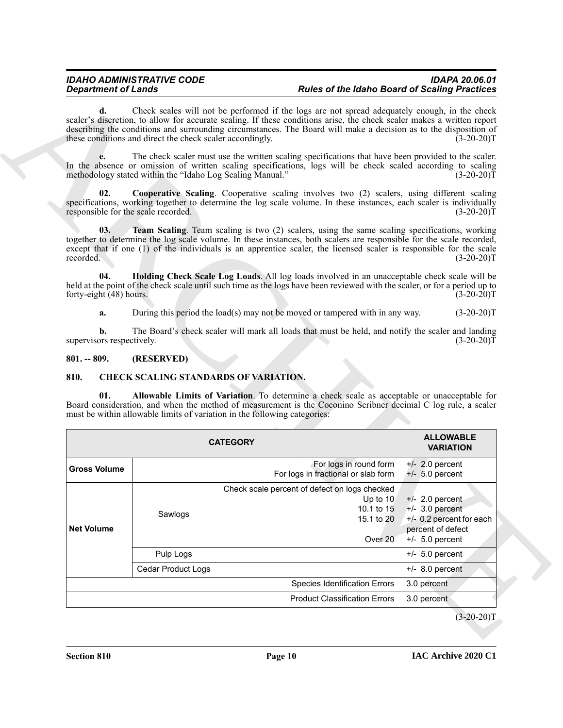**d.** Check scales will not be performed if the logs are not spread adequately enough, in the check scaler's discretion, to allow for accurate scaling. If these conditions arise, the check scaler makes a written report describing the conditions and surrounding circumstances. The Board will make a decision as to the disposition of these conditions and direct the check scaler accordingly. (3-20-20)T

**e.** The check scaler must use the written scaling specifications that have been provided to the scaler. In the absence or omission of written scaling specifications, logs will be check scaled according to scaling methodology stated within the "Idaho Log Scaling Manual." (3-20-20)T

**02. Cooperative Scaling**. Cooperative scaling involves two (2) scalers, using different scaling specifications, working together to determine the log scale volume. In these instances, each scaler is individually responsible for the scale recorded. (3-20-20)T

**03. Team Scaling**. Team scaling is two (2) scalers, using the same scaling specifications, working together to determine the log scale volume. In these instances, both scalers are responsible for the scale recorded, except that if one (1) of the individuals is an apprentice scaler, the licensed scaler is responsible for the scale recorded. (3-20-20)T

**04. Holding Check Scale Log Loads**. All log loads involved in an unacceptable check scale will be held at the point of the check scale until such time as the logs have been reviewed with the scaler, or for a period up to forty-eight (48) hours. (3-20-20)T

**a.** During this period the load(s) may not be moved or tampered with in any way. (3-20-20)T

**b.** The Board's check scaler will mark all loads that must be held, and notify the scaler and landing supervisors respectively. (3-20-20)T

## 801. -- 809. (RESERVED)

## 810. CHECK SCALING STANDARDS OF VARIATION.

**01. Allowable Limits of Variation**. To determine a check scale as acceptable or unacceptable for Board consideration, and when the method of measurement is the Coconino Scribner decimal C log rule, a scaler must be within allowable limits of variation in the following categories:

| CATEGORY | | | ALLOWABLE VARIATION |
|---|---|---|---|
| Gross Volume | | For logs in round form | +/- 2.0 percent |
| | | For logs in fractional or slab form | +/- 5.0 percent |
| Net Volume | Sawlogs | Check scale percent of defect on logs checked | |
| | | Up to 10 | +/- 2.0 percent |
| | | 10.1 to 15 | +/- 3.0 percent |
| | | 15.1 to 20 | +/- 0.2 percent for each percent of defect |
| | | Over 20 | +/- 5.0 percent |
| | Pulp Logs | | +/- 5.0 percent |
| | Cedar Product Logs | | +/- 8.0 percent |
| | | Species Identification Errors | 3.0 percent |
| | | Product Classification Errors | 3.0 percent |

(3-20-20)T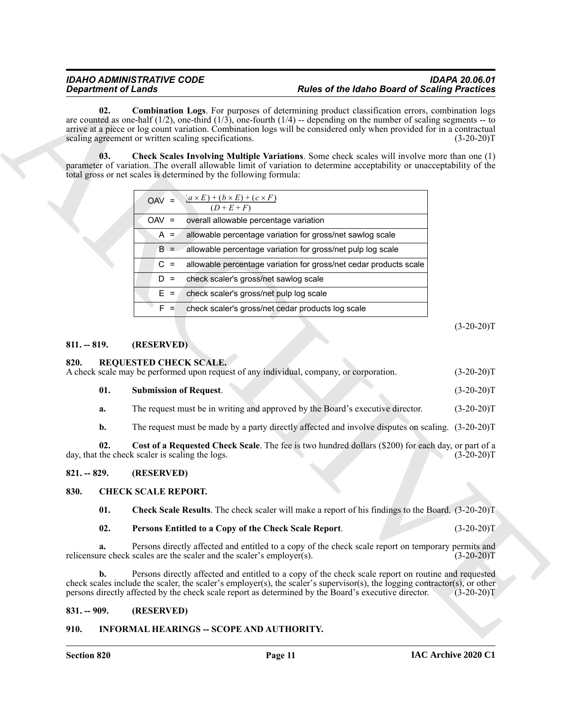**02. Combination Logs**. For purposes of determining product classification errors, combination logs are counted as one-half (1/2), one-third (1/3), one-fourth (1/4) -- depending on the number of scaling segments -- to arrive at a piece or log count variation. Combination logs will be considered only when provided for in a contractual scaling agreement or written scaling specifications. (3-20-20)T

**03. Check Scales Involving Multiple Variations**. Some check scales will involve more than one (1) parameter of variation. The overall allowable limit of variation to determine acceptability or unacceptability of the total gross or net scales is determined by the following formula:

| | |
|---|---|
| OAV = | $\frac{(a \times E) + (b \times E) + (c \times F)}{(D + E + F)}$ |
| OAV = | overall allowable percentage variation |
| A = | allowable percentage variation for gross/net sawlog scale |
| B = | allowable percentage variation for gross/net pulp log scale |
| C = | allowable percentage variation for gross/net cedar products scale |
| D = | check scaler's gross/net sawlog scale |
| E = | check scaler's gross/net pulp log scale |
| F = | check scaler's gross/net cedar products log scale |

(3-20-20)T

## 811. -- 819. (RESERVED)

## 820. REQUESTED CHECK SCALE.

A check scale may be performed upon request of any individual, company, or corporation. (3-20-20)T

**01. Submission of Request**. (3-20-20)T

**a.** The request must be in writing and approved by the Board's executive director. (3-20-20)T

**b.** The request must be made by a party directly affected and involve disputes on scaling. (3-20-20)T

**02. Cost of a Requested Check Scale**. The fee is two hundred dollars ($200) for each day, or part of a day, that the check scaler is scaling the logs. (3-20-20)T

## 821. -- 829. (RESERVED)

## 830. CHECK SCALE REPORT.

**01. Check Scale Results**. The check scaler will make a report of his findings to the Board. (3-20-20)T

**02. Persons Entitled to a Copy of the Check Scale Report**. (3-20-20)T

**a.** Persons directly affected and entitled to a copy of the check scale report on temporary permits and relicensure check scales are the scaler and the scaler's employer(s). (3-20-20)T

**b.** Persons directly affected and entitled to a copy of the check scale report on routine and requested check scales include the scaler, the scaler's employer(s), the scaler's supervisor(s), the logging contractor(s), or other persons directly affected by the check scale report as determined by the Board's executive director. (3-20-20)T

## 831. -- 909. (RESERVED)

## 910. INFORMAL HEARINGS -- SCOPE AND AUTHORITY.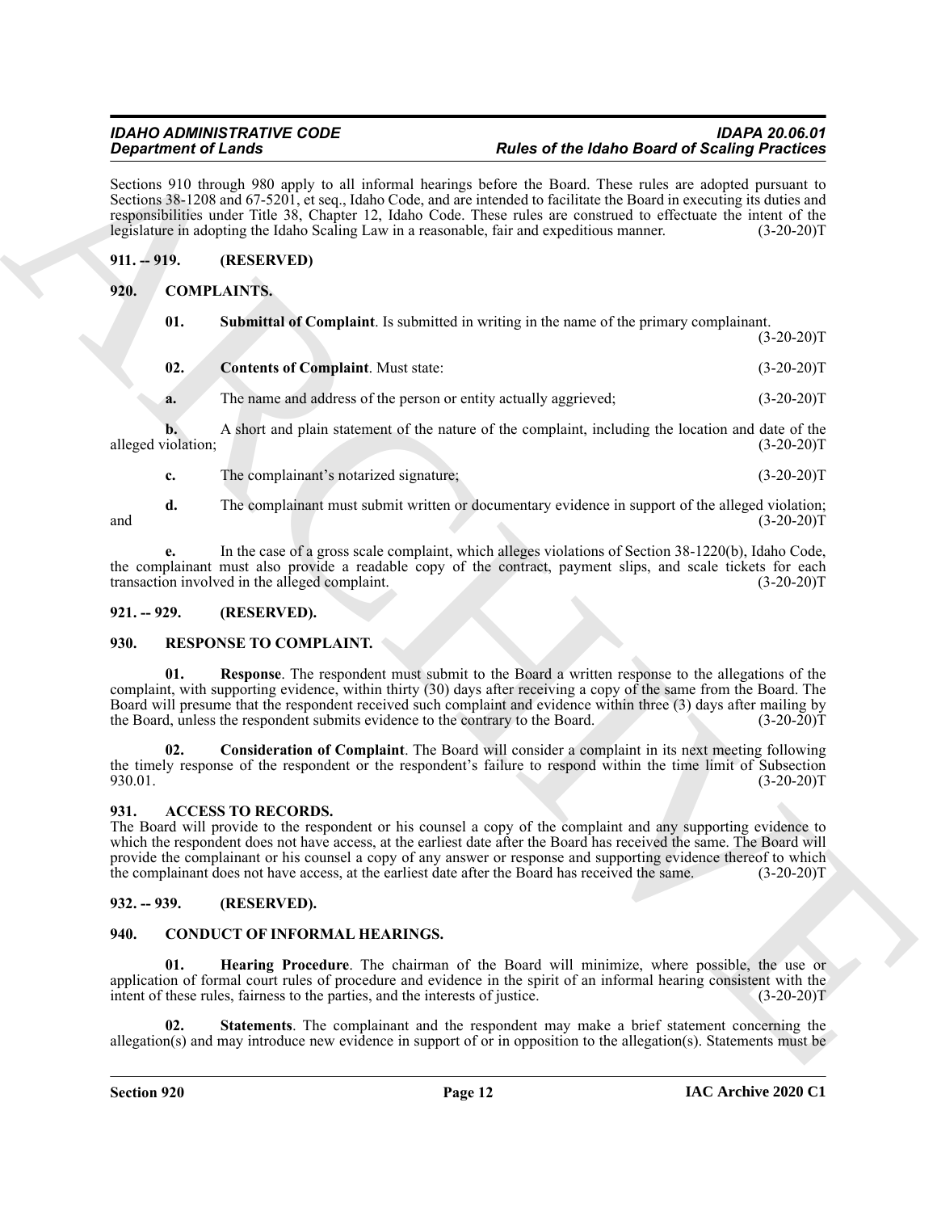Sections 910 through 980 apply to all informal hearings before the Board. These rules are adopted pursuant to Sections 38-1208 and 67-5201, et seq., Idaho Code, and are intended to facilitate the Board in executing its duties and responsibilities under Title 38, Chapter 12, Idaho Code. These rules are construed to effectuate the intent of the legislature in adopting the Idaho Scaling Law in a reasonable, fair and expeditious manner. (3-20-20)T

## 911. -- 919. (RESERVED)

## 920. COMPLAINTS.

**01. Submittal of Complaint**. Is submitted in writing in the name of the primary complainant. (3-20-20)T

**02. Contents of Complaint**. Must state: (3-20-20)T

**a.** The name and address of the person or entity actually aggrieved; (3-20-20)T

**b.** A short and plain statement of the nature of the complaint, including the location and date of the alleged violation; (3-20-20)T

**c.** The complainant's notarized signature; (3-20-20)T

**d.** The complainant must submit written or documentary evidence in support of the alleged violation; and (3-20-20)T

**e.** In the case of a gross scale complaint, which alleges violations of Section 38-1220(b), Idaho Code, the complainant must also provide a readable copy of the contract, payment slips, and scale tickets for each transaction involved in the alleged complaint. (3-20-20)T

## 921. -- 929. (RESERVED).

## 930. RESPONSE TO COMPLAINT.

**01. Response**. The respondent must submit to the Board a written response to the allegations of the complaint, with supporting evidence, within thirty (30) days after receiving a copy of the same from the Board. The Board will presume that the respondent received such complaint and evidence within three (3) days after mailing by the Board, unless the respondent submits evidence to the contrary to the Board. (3-20-20)T

**02. Consideration of Complaint**. The Board will consider a complaint in its next meeting following the timely response of the respondent or the respondent's failure to respond within the time limit of Subsection 930.01. (3-20-20)T

## 931. ACCESS TO RECORDS.

The Board will provide to the respondent or his counsel a copy of the complaint and any supporting evidence to which the respondent does not have access, at the earliest date after the Board has received the same. The Board will provide the complainant or his counsel a copy of any answer or response and supporting evidence thereof to which the complainant does not have access, at the earliest date after the Board has received the same. (3-20-20)T

## 932. -- 939. (RESERVED).

## 940. CONDUCT OF INFORMAL HEARINGS.

**01. Hearing Procedure**. The chairman of the Board will minimize, where possible, the use or application of formal court rules of procedure and evidence in the spirit of an informal hearing consistent with the intent of these rules, fairness to the parties, and the interests of justice. (3-20-20)T

**02. Statements**. The complainant and the respondent may make a brief statement concerning the allegation(s) and may introduce new evidence in support of or in opposition to the allegation(s). Statements must be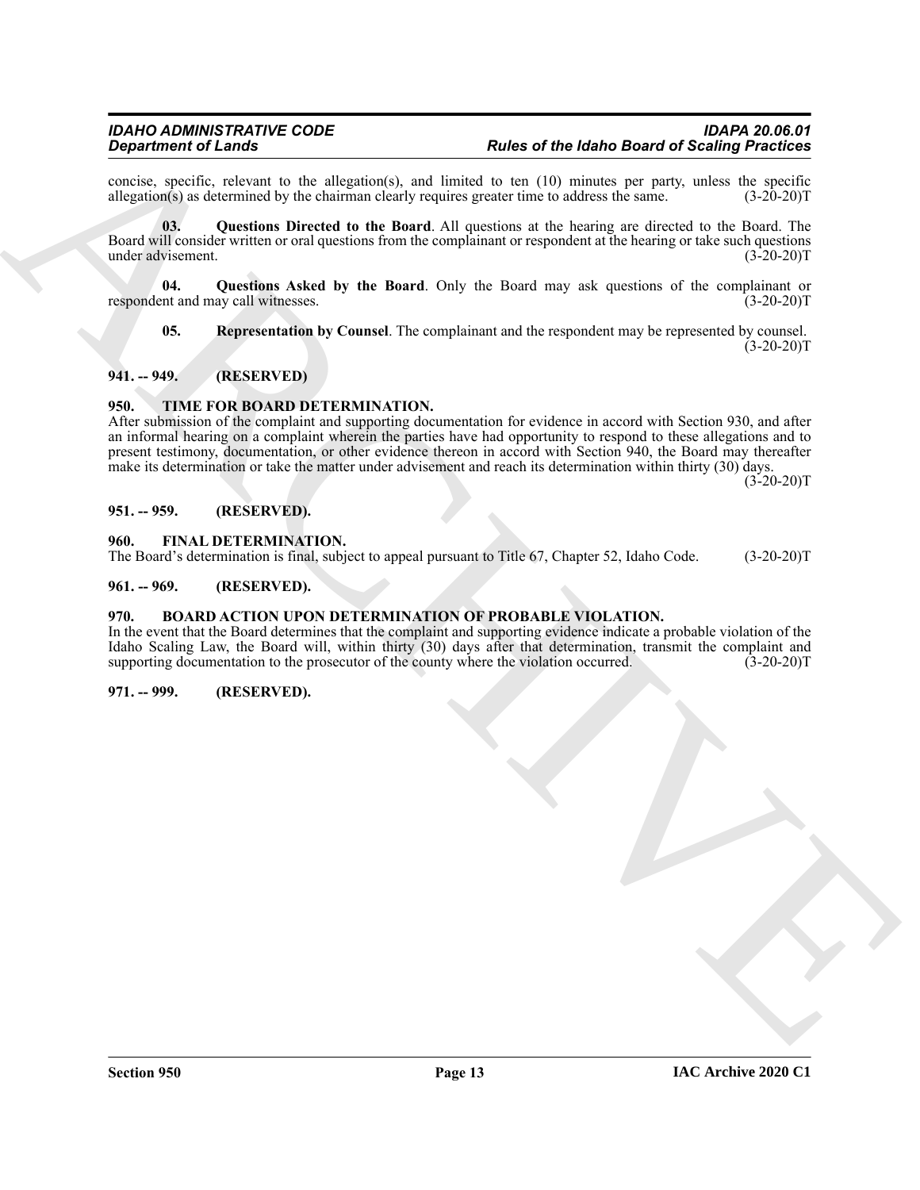concise, specific, relevant to the allegation(s), and limited to ten (10) minutes per party, unless the specific allegation(s) as determined by the chairman clearly requires greater time to address the same. (3-20-20)T

**03. Questions Directed to the Board**. All questions at the hearing are directed to the Board. The Board will consider written or oral questions from the complainant or respondent at the hearing or take such questions under advisement. (3-20-20)T

**04. Questions Asked by the Board**. Only the Board may ask questions of the complainant or respondent and may call witnesses. (3-20-20)T

**05. Representation by Counsel**. The complainant and the respondent may be represented by counsel. (3-20-20)T

### 941. -- 949. (RESERVED)

### 950. TIME FOR BOARD DETERMINATION.

After submission of the complaint and supporting documentation for evidence in accord with Section 930, and after an informal hearing on a complaint wherein the parties have had opportunity to respond to these allegations and to present testimony, documentation, or other evidence thereon in accord with Section 940, the Board may thereafter make its determination or take the matter under advisement and reach its determination within thirty (30) days. (3-20-20)T

### 951. -- 959. (RESERVED).

### 960. FINAL DETERMINATION.

The Board's determination is final, subject to appeal pursuant to Title 67, Chapter 52, Idaho Code. (3-20-20)T

### 961. -- 969. (RESERVED).

### 970. BOARD ACTION UPON DETERMINATION OF PROBABLE VIOLATION.

In the event that the Board determines that the complaint and supporting evidence indicate a probable violation of the Idaho Scaling Law, the Board will, within thirty (30) days after that determination, transmit the complaint and supporting documentation to the prosecutor of the county where the violation occurred. (3-20-20)T

### 971. -- 999. (RESERVED).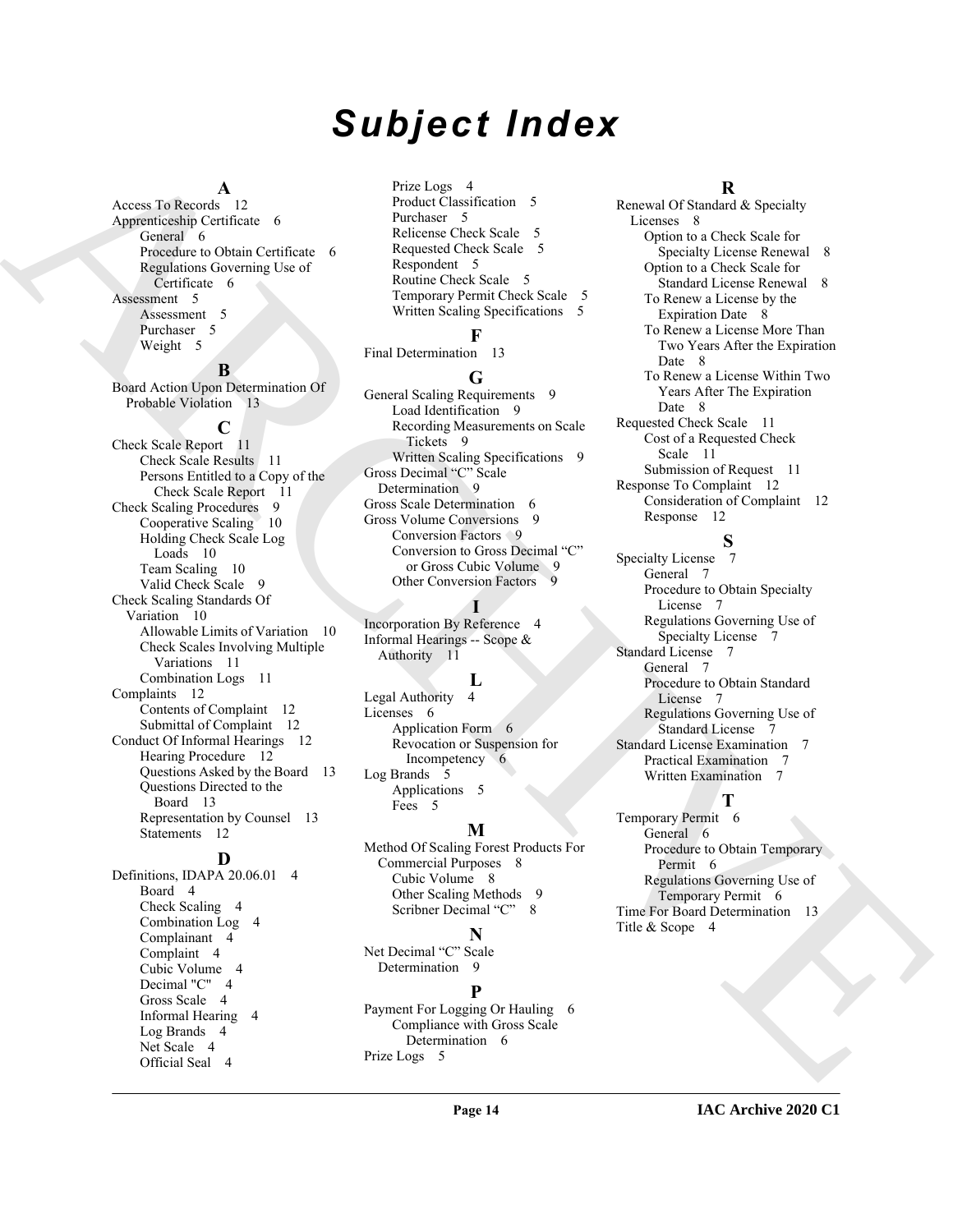# Subject Index

## A

Access To Records 12
Apprenticeship Certificate 6
- General 6
- Procedure to Obtain Certificate 6
- Regulations Governing Use of Certificate 6

Assessment 5
- Assessment 5
- Purchaser 5
- Weight 5

## B

Board Action Upon Determination Of Probable Violation 13

## C

Check Scale Report 11
- Check Scale Results 11
- Persons Entitled to a Copy of the Check Scale Report 11

Check Scaling Procedures 9
- Cooperative Scaling 10
- Holding Check Scale Log Loads 10
- Team Scaling 10
- Valid Check Scale 9

Check Scaling Standards Of Variation 10
- Allowable Limits of Variation 10
- Check Scales Involving Multiple Variations 11
- Combination Logs 11

Complaints 12
- Contents of Complaint 12
- Submittal of Complaint 12

Conduct Of Informal Hearings 12
- Hearing Procedure 12
- Questions Asked by the Board 13
- Questions Directed to the Board 13
- Representation by Counsel 13
- Statements 12

## D

Definitions, IDAPA 20.06.01 4
- Board 4
- Check Scaling 4
- Combination Log 4
- Complainant 4
- Complaint 4
- Cubic Volume 4
- Decimal "C" 4
- Gross Scale 4
- Informal Hearing 4
- Log Brands 4
- Net Scale 4
- Official Seal 4
- Prize Logs 4
- Product Classification 5
- Purchaser 5
- Relicense Check Scale 5
- Requested Check Scale 5
- Respondent 5
- Routine Check Scale 5
- Temporary Permit Check Scale 5
- Written Scaling Specifications 5

## F

Final Determination 13

## G

General Scaling Requirements 9
- Load Identification 9
- Recording Measurements on Scale Tickets 9
- Written Scaling Specifications 9

Gross Decimal “C” Scale Determination 9
Gross Scale Determination 6
Gross Volume Conversions 9
- Conversion Factors 9
- Conversion to Gross Decimal “C” or Gross Cubic Volume 9
- Other Conversion Factors 9

## I

Incorporation By Reference 4
Informal Hearings -- Scope & Authority 11

## L

Legal Authority 4
Licenses 6
- Application Form 6
- Revocation or Suspension for Incompetency 6

Log Brands 5
- Applications 5
- Fees 5

## M

Method Of Scaling Forest Products For Commercial Purposes 8
- Cubic Volume 8
- Other Scaling Methods 9
- Scribner Decimal “C” 8

## N

Net Decimal “C” Scale Determination 9

## P

Payment For Logging Or Hauling 6
- Compliance with Gross Scale Determination 6

Prize Logs 5

## R

Renewal Of Standard & Specialty Licenses 8
- Option to a Check Scale for Specialty License Renewal 8
- Option to a Check Scale for Standard License Renewal 8
- To Renew a License by the Expiration Date 8
- To Renew a License More Than Two Years After the Expiration Date 8
- To Renew a License Within Two Years After The Expiration Date 8

Requested Check Scale 11
- Cost of a Requested Check Scale 11
- Submission of Request 11

Response To Complaint 12
- Consideration of Complaint 12
- Response 12

## S

Specialty License 7
- General 7
- Procedure to Obtain Specialty License 7
- Regulations Governing Use of Specialty License 7

Standard License 7
- General 7
- Procedure to Obtain Standard License 7
- Regulations Governing Use of Standard License 7

Standard License Examination 7
- Practical Examination 7
- Written Examination 7

## T

Temporary Permit 6
- General 6
- Procedure to Obtain Temporary Permit 6
- Regulations Governing Use of Temporary Permit 6

Time For Board Determination 13
Title & Scope 4